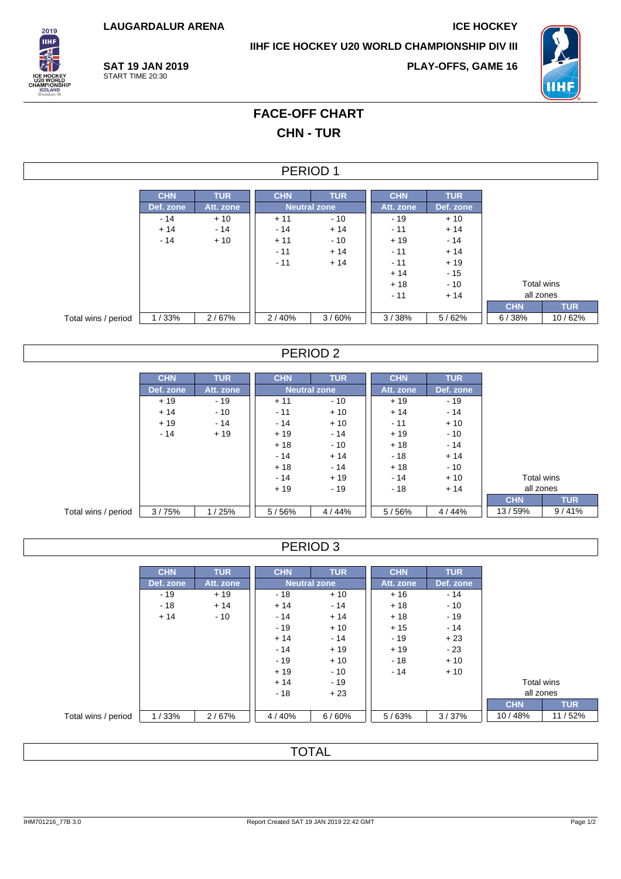LAUGARDALUR ARENA

ICE HOCKEY

IIHF ICE HOCKEY U20 WORLD CHAMPIONSHIP DIV III

SAT 19 JAN 2019
START TIME 20:30

PLAY-OFFS, GAME 16

# FACE-OFF CHART

## CHN - TUR

### PERIOD 1

| | CHN | TUR | CHN | TUR | CHN | TUR | CHN | TUR |
|---|---|---|---|---|---|---|---|---|
| | Def. zone | Att. zone | Neutral zone | | Att. zone | Def. zone | Total wins all zones | |
| | - 14 | + 10 | + 11 | - 10 | - 19 | + 10 | | |
| | + 14 | - 14 | - 14 | + 14 | - 11 | + 14 | | |
| | - 14 | + 10 | + 11 | - 10 | + 19 | - 14 | | |
| | | | - 11 | + 14 | - 11 | + 14 | | |
| | | | - 11 | + 14 | - 11 | + 19 | | |
| | | | | | + 14 | - 15 | | |
| | | | | | + 18 | - 10 | | |
| | | | | | - 11 | + 14 | | |
| Total wins / period | 1 / 33% | 2 / 67% | 2 / 40% | 3 / 60% | 3 / 38% | 5 / 62% | 6 / 38% | 10 / 62% |

### PERIOD 2

| | CHN | TUR | CHN | TUR | CHN | TUR | CHN | TUR |
|---|---|---|---|---|---|---|---|---|
| | Def. zone | Att. zone | Neutral zone | | Att. zone | Def. zone | Total wins all zones | |
| | + 19 | - 19 | + 11 | - 10 | + 19 | - 19 | | |
| | + 14 | - 10 | - 11 | + 10 | + 14 | - 14 | | |
| | + 19 | - 14 | - 14 | + 10 | - 11 | + 10 | | |
| | - 14 | + 19 | + 19 | - 14 | + 19 | - 10 | | |
| | | | + 18 | - 10 | + 18 | - 14 | | |
| | | | - 14 | + 14 | - 18 | + 14 | | |
| | | | + 18 | - 14 | + 18 | - 10 | | |
| | | | - 14 | + 19 | - 14 | + 10 | | |
| | | | + 19 | - 19 | - 18 | + 14 | | |
| Total wins / period | 3 / 75% | 1 / 25% | 5 / 56% | 4 / 44% | 5 / 56% | 4 / 44% | 13 / 59% | 9 / 41% |

### PERIOD 3

| | CHN | TUR | CHN | TUR | CHN | TUR | CHN | TUR |
|---|---|---|---|---|---|---|---|---|
| | Def. zone | Att. zone | Neutral zone | | Att. zone | Def. zone | Total wins all zones | |
| | - 19 | + 19 | - 18 | + 10 | + 16 | - 14 | | |
| | - 18 | + 14 | + 14 | - 14 | + 18 | - 10 | | |
| | + 14 | - 10 | - 14 | + 14 | + 18 | - 19 | | |
| | | | - 19 | + 10 | + 15 | - 14 | | |
| | | | + 14 | - 14 | - 19 | + 23 | | |
| | | | - 14 | + 19 | + 19 | - 23 | | |
| | | | - 19 | + 10 | - 18 | + 10 | | |
| | | | + 19 | - 10 | - 14 | + 10 | | |
| | | | + 14 | - 19 | | | | |
| | | | - 18 | + 23 | | | | |
| Total wins / period | 1 / 33% | 2 / 67% | 4 / 40% | 6 / 60% | 5 / 63% | 3 / 37% | 10 / 48% | 11 / 52% |

### TOTAL

IHM701216_77B 3.0

Report Created SAT 19 JAN 2019 22:42 GMT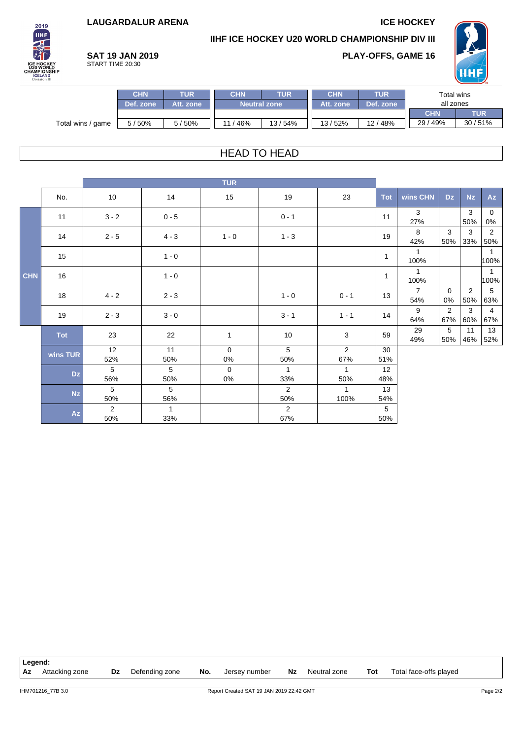LAUGARDALUR ARENA

ICE HOCKEY

IIHF ICE HOCKEY U20 WORLD CHAMPIONSHIP DIV III

**SAT 19 JAN 2019**
START TIME 20:30

**PLAY-OFFS, GAME 16**

| | CHN Def. zone | TUR Att. zone | CHN Neutral zone | TUR Neutral zone | CHN Att. zone | TUR Def. zone | Total wins all zones CHN | Total wins all zones TUR |
|---|---|---|---|---|---|---|---|---|
| Total wins / game | 5 / 50% | 5 / 50% | 11 / 46% | 13 / 54% | 13 / 52% | 12 / 48% | 29 / 49% | 30 / 51% |

# HEAD TO HEAD

| | No. | TUR 10 | TUR 14 | TUR 15 | TUR 19 | TUR 23 | Tot | wins CHN | Dz | Nz | Az |
|---|---|---|---|---|---|---|---|---|---|---|---|
| CHN | 11 | 3 - 2 | 0 - 5 | | 0 - 1 | | 11 | 3 27% | | 3 50% | 0 0% |
| CHN | 14 | 2 - 5 | 4 - 3 | 1 - 0 | 1 - 3 | | 19 | 8 42% | 3 50% | 3 33% | 2 50% |
| CHN | 15 | | 1 - 0 | | | | 1 | 1 100% | | | 1 100% |
| CHN | 16 | | 1 - 0 | | | | 1 | 1 100% | | | 1 100% |
| CHN | 18 | 4 - 2 | 2 - 3 | | 1 - 0 | 0 - 1 | 13 | 7 54% | 0 0% | 2 50% | 5 63% |
| CHN | 19 | 2 - 3 | 3 - 0 | | 3 - 1 | 1 - 1 | 14 | 9 64% | 2 67% | 3 60% | 4 67% |
| | Tot | 23 | 22 | 1 | 10 | 3 | 59 | 29 49% | 5 50% | 11 46% | 13 52% |
| | wins TUR | 12 52% | 11 50% | 0 0% | 5 50% | 2 67% | 30 51% | | | | |
| | Dz | 5 56% | 5 50% | 0 0% | 1 33% | 1 50% | 12 48% | | | | |
| | Nz | 5 50% | 5 56% | | 2 50% | 1 100% | 13 54% | | | | |
| | Az | 2 50% | 1 33% | | 2 67% | | 5 50% | | | | |

**Legend:**

| | | | | | | | | | |
|---|---|---|---|---|---|---|---|---|---|
| **Az** | Attacking zone | **Dz** | Defending zone | **No.** | Jersey number | **Nz** | Neutral zone | **Tot** | Total face-offs played |

IHM701216_77B 3.0 Report Created SAT 19 JAN 2019 22:42 GMT